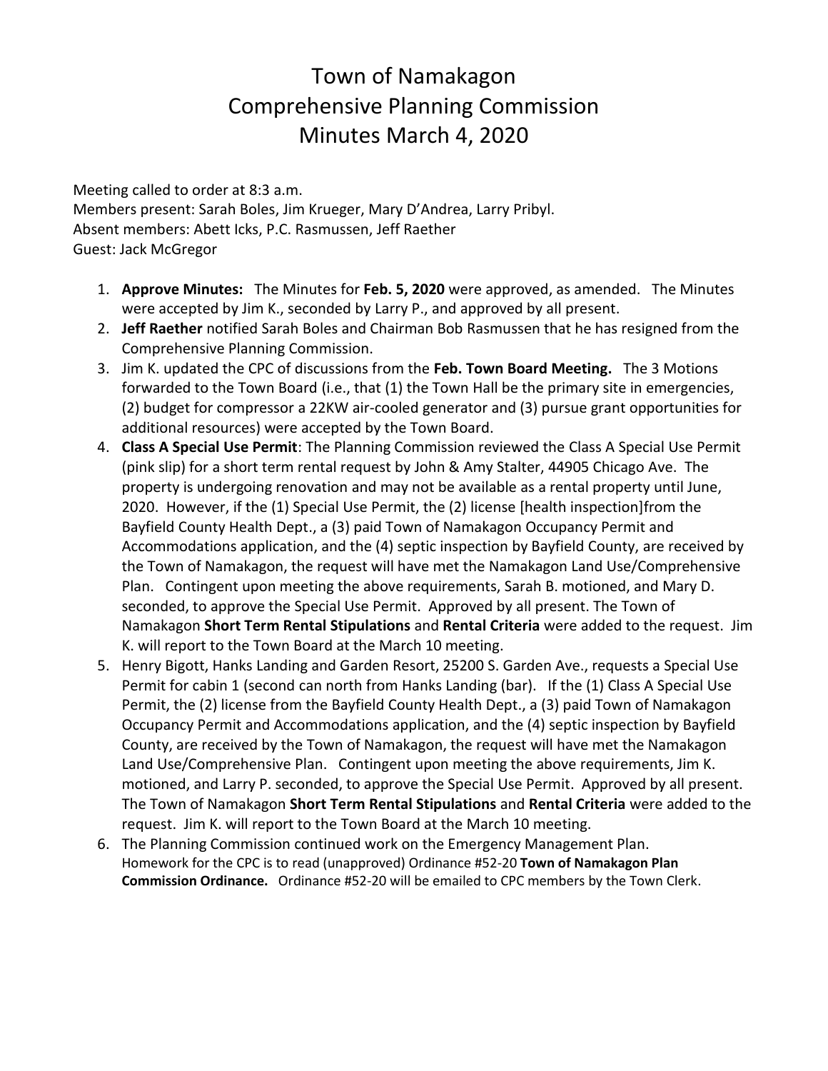# Town of Namakagon
# Comprehensive Planning Commission
# Minutes March 4, 2020

Meeting called to order at 8:3 a.m.
Members present: Sarah Boles, Jim Krueger, Mary D'Andrea, Larry Pribyl.
Absent members: Abett Icks, P.C. Rasmussen, Jeff Raether
Guest: Jack McGregor

1. **Approve Minutes:** The Minutes for **Feb. 5, 2020** were approved, as amended. The Minutes were accepted by Jim K., seconded by Larry P., and approved by all present.
2. **Jeff Raether** notified Sarah Boles and Chairman Bob Rasmussen that he has resigned from the Comprehensive Planning Commission.
3. Jim K. updated the CPC of discussions from the **Feb. Town Board Meeting.** The 3 Motions forwarded to the Town Board (i.e., that (1) the Town Hall be the primary site in emergencies, (2) budget for compressor a 22KW air-cooled generator and (3) pursue grant opportunities for additional resources) were accepted by the Town Board.
4. **Class A Special Use Permit**: The Planning Commission reviewed the Class A Special Use Permit (pink slip) for a short term rental request by John & Amy Stalter, 44905 Chicago Ave. The property is undergoing renovation and may not be available as a rental property until June, 2020. However, if the (1) Special Use Permit, the (2) license [health inspection]from the Bayfield County Health Dept., a (3) paid Town of Namakagon Occupancy Permit and Accommodations application, and the (4) septic inspection by Bayfield County, are received by the Town of Namakagon, the request will have met the Namakagon Land Use/Comprehensive Plan. Contingent upon meeting the above requirements, Sarah B. motioned, and Mary D. seconded, to approve the Special Use Permit. Approved by all present. The Town of Namakagon **Short Term Rental Stipulations** and **Rental Criteria** were added to the request. Jim K. will report to the Town Board at the March 10 meeting.
5. Henry Bigott, Hanks Landing and Garden Resort, 25200 S. Garden Ave., requests a Special Use Permit for cabin 1 (second can north from Hanks Landing (bar). If the (1) Class A Special Use Permit, the (2) license from the Bayfield County Health Dept., a (3) paid Town of Namakagon Occupancy Permit and Accommodations application, and the (4) septic inspection by Bayfield County, are received by the Town of Namakagon, the request will have met the Namakagon Land Use/Comprehensive Plan. Contingent upon meeting the above requirements, Jim K. motioned, and Larry P. seconded, to approve the Special Use Permit. Approved by all present. The Town of Namakagon **Short Term Rental Stipulations** and **Rental Criteria** were added to the request. Jim K. will report to the Town Board at the March 10 meeting.
6. The Planning Commission continued work on the Emergency Management Plan. Homework for the CPC is to read (unapproved) Ordinance #52-20 **Town of Namakagon Plan Commission Ordinance.** Ordinance #52-20 will be emailed to CPC members by the Town Clerk.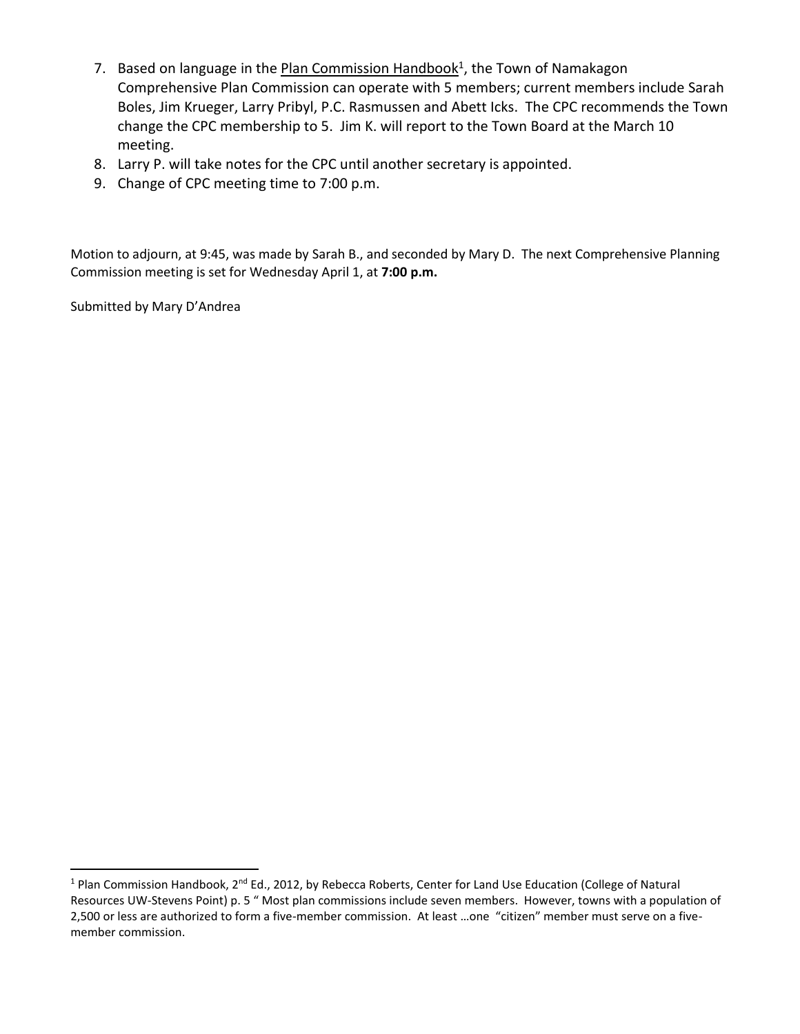7. Based on language in the Plan Commission Handbook[1], the Town of Namakagon Comprehensive Plan Commission can operate with 5 members; current members include Sarah Boles, Jim Krueger, Larry Pribyl, P.C. Rasmussen and Abett Icks. The CPC recommends the Town change the CPC membership to 5. Jim K. will report to the Town Board at the March 10 meeting.
8. Larry P. will take notes for the CPC until another secretary is appointed.
9. Change of CPC meeting time to 7:00 p.m.

Motion to adjourn, at 9:45, was made by Sarah B., and seconded by Mary D. The next Comprehensive Planning Commission meeting is set for Wednesday April 1, at **7:00 p.m.**

Submitted by Mary D'Andrea

---

[1] Plan Commission Handbook, 2nd Ed., 2012, by Rebecca Roberts, Center for Land Use Education (College of Natural Resources UW-Stevens Point) p. 5 " Most plan commissions include seven members. However, towns with a population of 2,500 or less are authorized to form a five-member commission. At least …one "citizen" member must serve on a five-member commission.